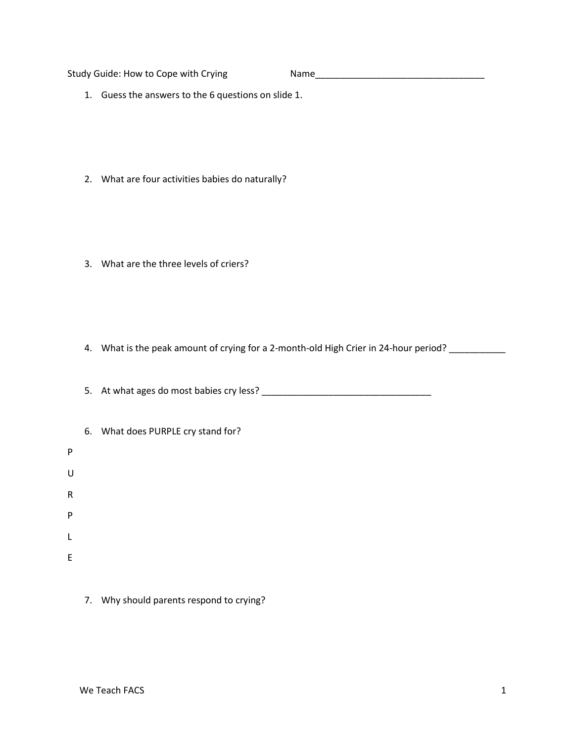Study Guide: How to Cope with Crying Name_________________________________

1. Guess the answers to the 6 questions on slide 1.

2. What are four activities babies do naturally?

3. What are the three levels of criers?

4. What is the peak amount of crying for a 2-month-old High Crier in 24-hour period? ___________

5. At what ages do most babies cry less? _________________________________

6. What does PURPLE cry stand for?

P

U

R

P

L

E

7. Why should parents respond to crying?

We Teach FACS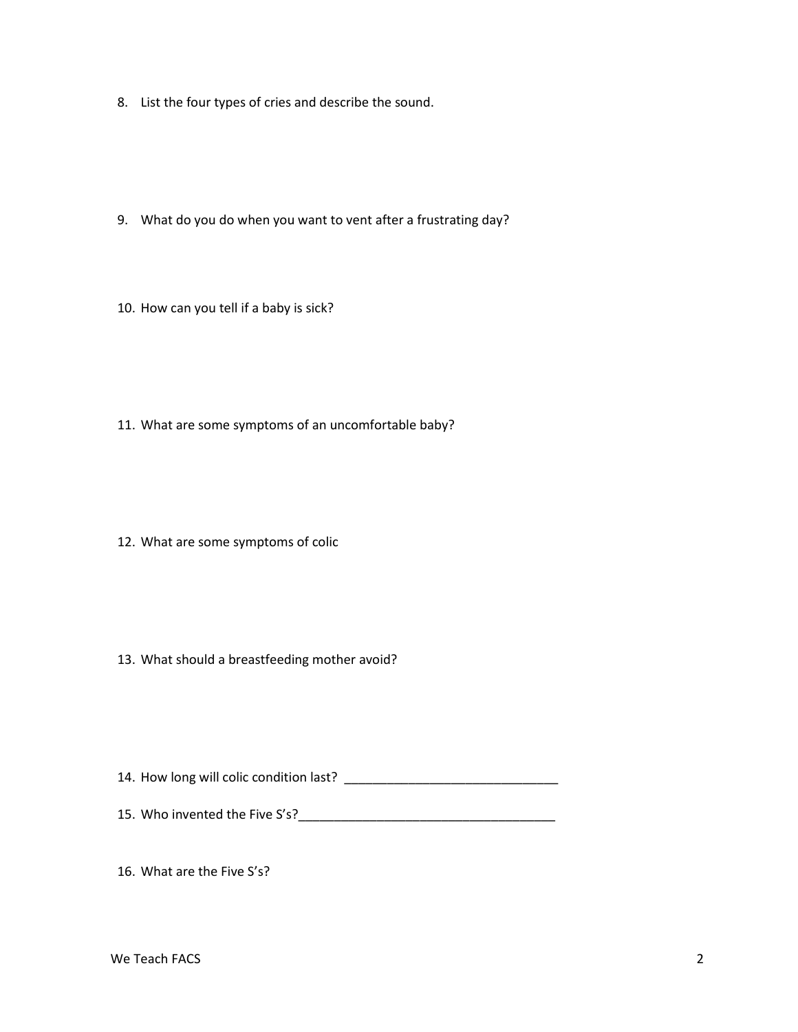8. List the four types of cries and describe the sound.

9. What do you do when you want to vent after a frustrating day?

10. How can you tell if a baby is sick?

11. What are some symptoms of an uncomfortable baby?

12. What are some symptoms of colic

13. What should a breastfeeding mother avoid?

14. How long will colic condition last? ______________________________

15. Who invented the Five S's?____________________________________

16. What are the Five S's?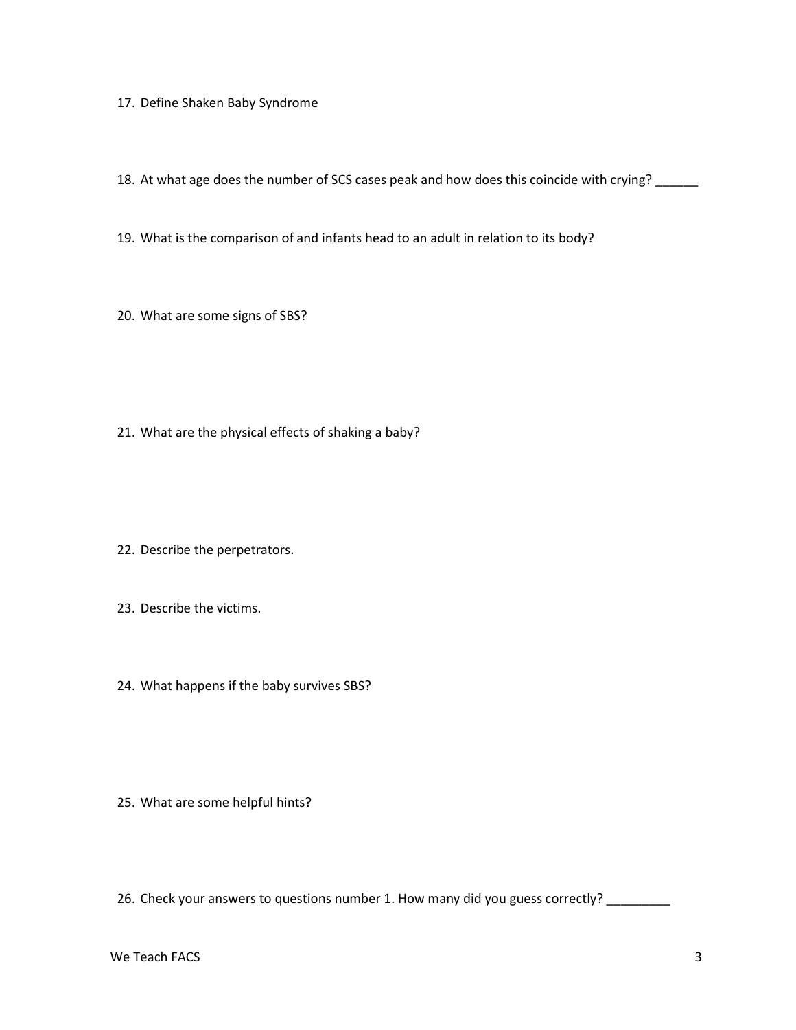17. Define Shaken Baby Syndrome

18. At what age does the number of SCS cases peak and how does this coincide with crying? ______

19. What is the comparison of and infants head to an adult in relation to its body?

20. What are some signs of SBS?

21. What are the physical effects of shaking a baby?

22. Describe the perpetrators.

23. Describe the victims.

24. What happens if the baby survives SBS?

25. What are some helpful hints?

26. Check your answers to questions number 1. How many did you guess correctly? _________